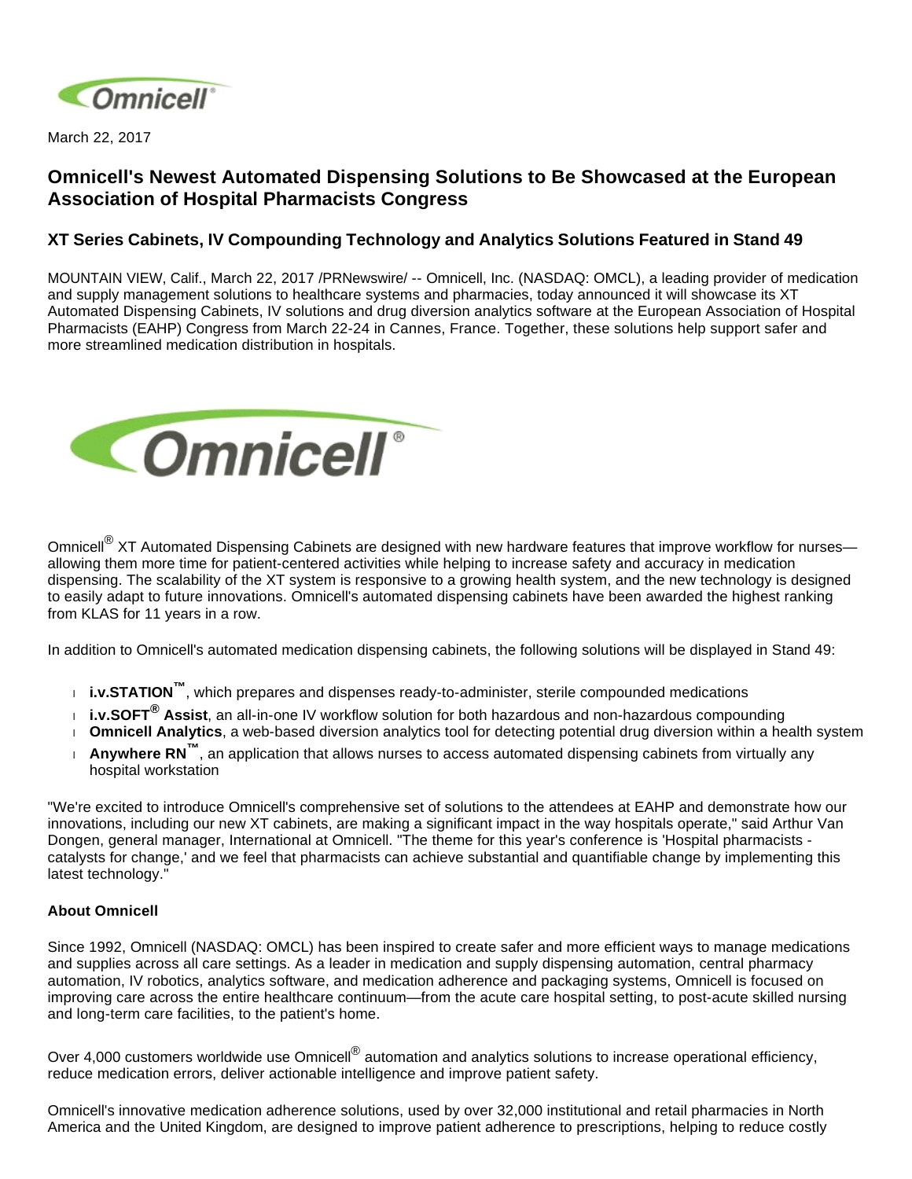March 22, 2017

# Omnicell's Newest Automated Dispensing Solutions to Be Showcased at the European Association of Hospital Pharmacists Congress

## XT Series Cabinets, IV Compounding Technology and Analytics Solutions Featured in Stand 49

MOUNTAIN VIEW, Calif., March 22, 2017 /PRNewswire/ -- Omnicell, Inc. (NASDAQ: OMCL), a leading provider of medication and supply management solutions to healthcare systems and pharmacies, today announced it will showcase its XT Automated Dispensing Cabinets, IV solutions and drug diversion analytics software at the European Association of Hospital Pharmacists (EAHP) Congress from March 22-24 in Cannes, France. Together, these solutions help support safer and more streamlined medication distribution in hospitals.

Omnicell® XT Automated Dispensing Cabinets are designed with new hardware features that improve workflow for nurses—allowing them more time for patient-centered activities while helping to increase safety and accuracy in medication dispensing. The scalability of the XT system is responsive to a growing health system, and the new technology is designed to easily adapt to future innovations. Omnicell's automated dispensing cabinets have been awarded the highest ranking from KLAS for 11 years in a row.

In addition to Omnicell's automated medication dispensing cabinets, the following solutions will be displayed in Stand 49:

- **i.v.STATION™**, which prepares and dispenses ready-to-administer, sterile compounded medications
- **i.v.SOFT® Assist**, an all-in-one IV workflow solution for both hazardous and non-hazardous compounding
- **Omnicell Analytics**, a web-based diversion analytics tool for detecting potential drug diversion within a health system
- **Anywhere RN™**, an application that allows nurses to access automated dispensing cabinets from virtually any hospital workstation

"We're excited to introduce Omnicell's comprehensive set of solutions to the attendees at EAHP and demonstrate how our innovations, including our new XT cabinets, are making a significant impact in the way hospitals operate," said Arthur Van Dongen, general manager, International at Omnicell. "The theme for this year's conference is 'Hospital pharmacists - catalysts for change,' and we feel that pharmacists can achieve substantial and quantifiable change by implementing this latest technology."

**About Omnicell**

Since 1992, Omnicell (NASDAQ: OMCL) has been inspired to create safer and more efficient ways to manage medications and supplies across all care settings. As a leader in medication and supply dispensing automation, central pharmacy automation, IV robotics, analytics software, and medication adherence and packaging systems, Omnicell is focused on improving care across the entire healthcare continuum—from the acute care hospital setting, to post-acute skilled nursing and long-term care facilities, to the patient's home.

Over 4,000 customers worldwide use Omnicell® automation and analytics solutions to increase operational efficiency, reduce medication errors, deliver actionable intelligence and improve patient safety.

Omnicell's innovative medication adherence solutions, used by over 32,000 institutional and retail pharmacies in North America and the United Kingdom, are designed to improve patient adherence to prescriptions, helping to reduce costly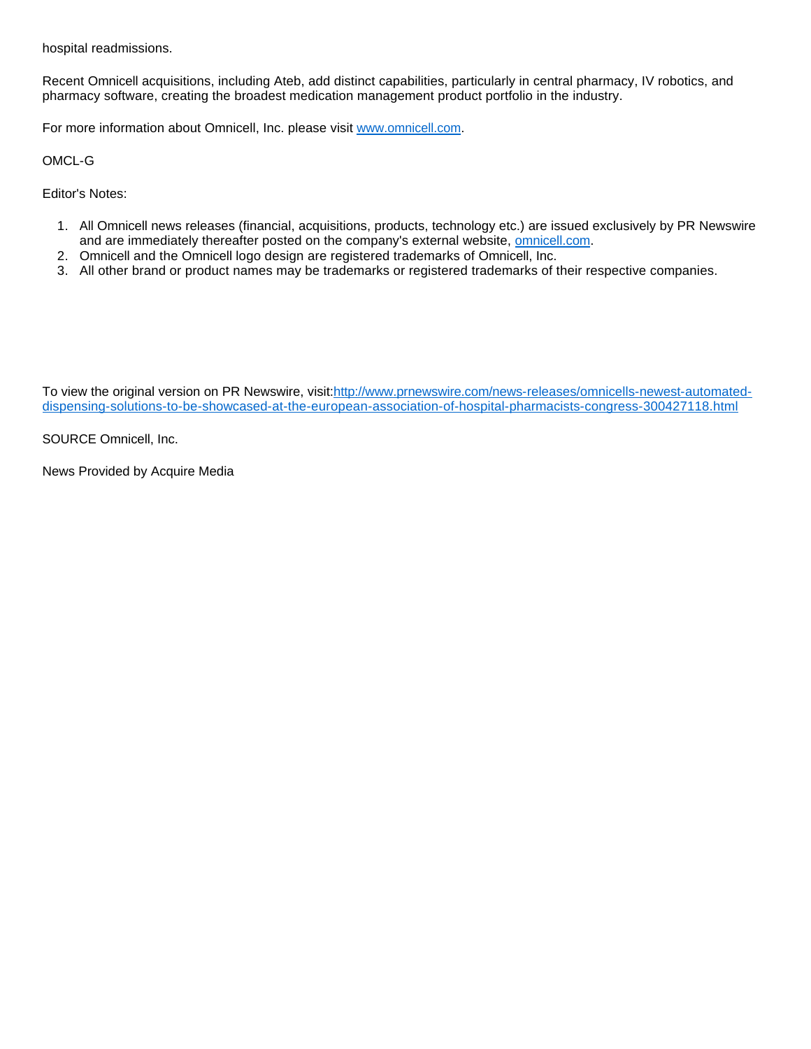hospital readmissions.

Recent Omnicell acquisitions, including Ateb, add distinct capabilities, particularly in central pharmacy, IV robotics, and pharmacy software, creating the broadest medication management product portfolio in the industry.

For more information about Omnicell, Inc. please visit [www.omnicell.com](http://www.omnicell.com).

OMCL-G

Editor's Notes:

1. All Omnicell news releases (financial, acquisitions, products, technology etc.) are issued exclusively by PR Newswire and are immediately thereafter posted on the company's external website, [omnicell.com](http://omnicell.com).
2. Omnicell and the Omnicell logo design are registered trademarks of Omnicell, Inc.
3. All other brand or product names may be trademarks or registered trademarks of their respective companies.

To view the original version on PR Newswire, visit:[http://www.prnewswire.com/news-releases/omnicells-newest-automated-dispensing-solutions-to-be-showcased-at-the-european-association-of-hospital-pharmacists-congress-300427118.html](http://www.prnewswire.com/news-releases/omnicells-newest-automated-dispensing-solutions-to-be-showcased-at-the-european-association-of-hospital-pharmacists-congress-300427118.html)

SOURCE Omnicell, Inc.

News Provided by Acquire Media